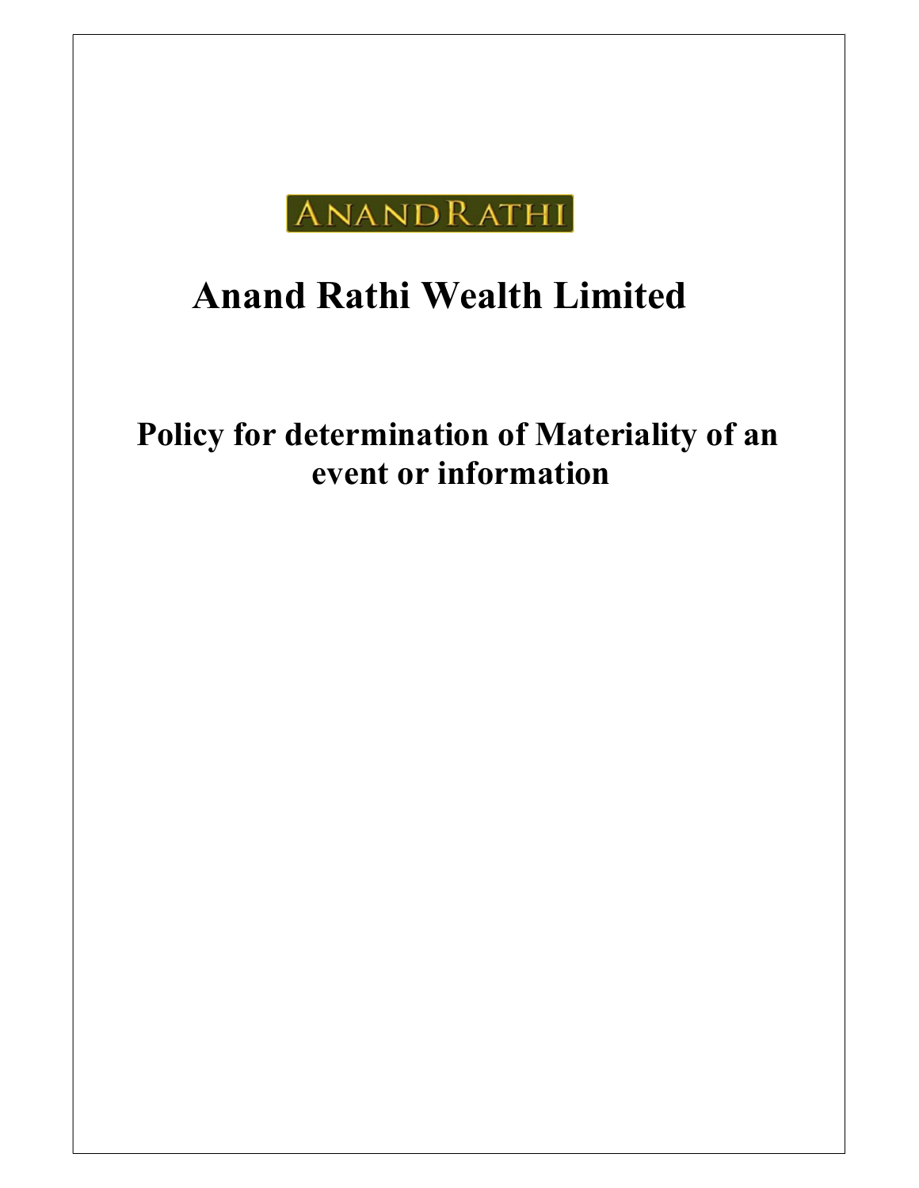ANANDRATHI

# Anand Rathi Wealth Limited

## Policy for determination of Materiality of an event or information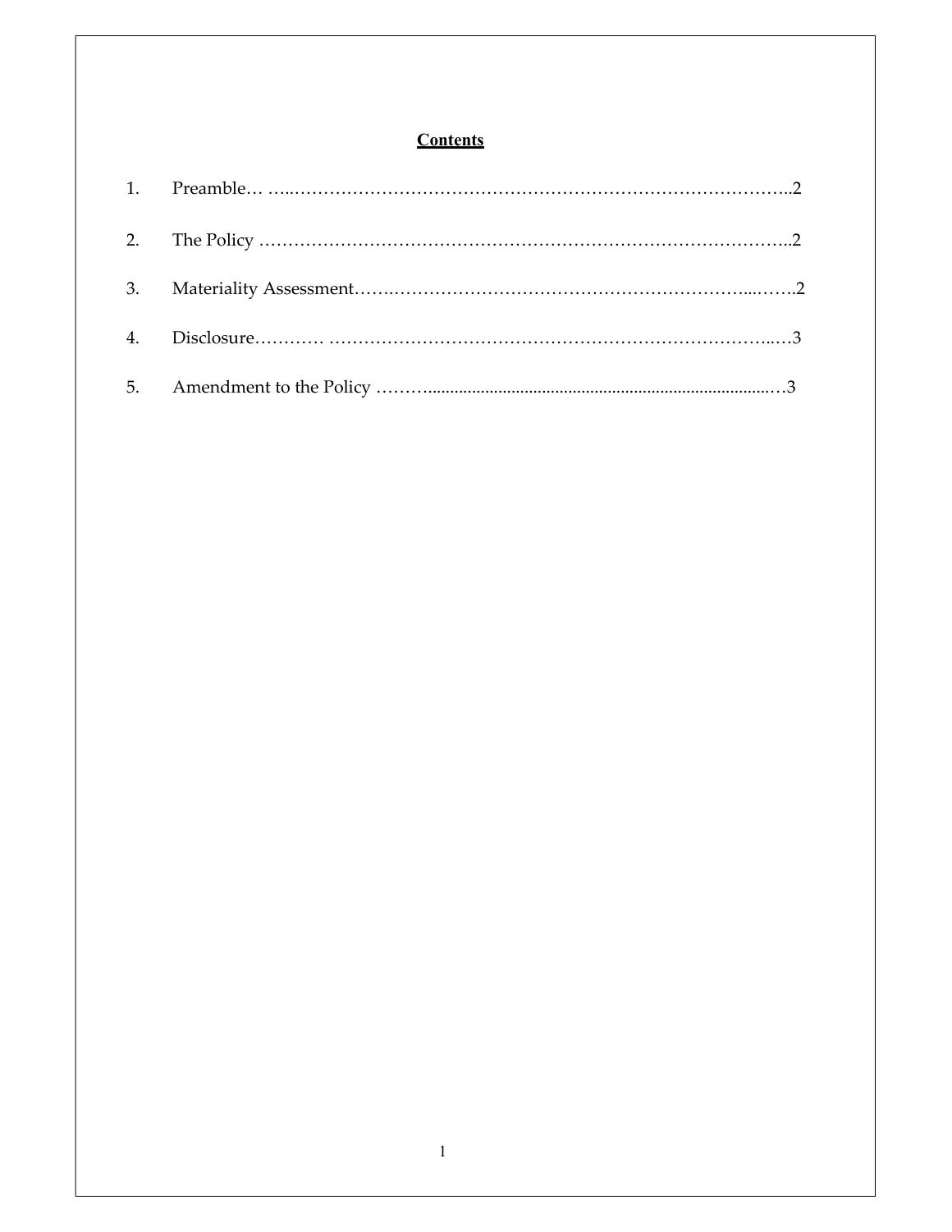**Contents**

1. Preamble… …...……………………………………………………………………..2
2. The Policy ………………………………………………………………………..2
3. Materiality Assessment……..…………………………………………………...…….2
4. Disclosure………… ………………………………………………………………..…3
5. Amendment to the Policy ………...............................................................................…3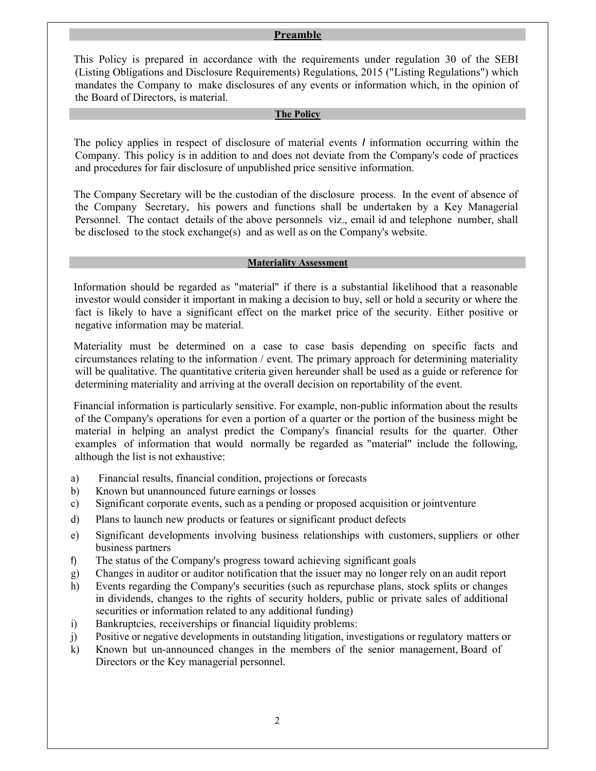## Preamble

This Policy is prepared in accordance with the requirements under regulation 30 of the SEBI (Listing Obligations and Disclosure Requirements) Regulations, 2015 ("Listing Regulations") which mandates the Company to make disclosures of any events or information which, in the opinion of the Board of Directors, is material.

## The Policy

The policy applies in respect of disclosure of material events / information occurring within the Company. This policy is in addition to and does not deviate from the Company's code of practices and procedures for fair disclosure of unpublished price sensitive information.

The Company Secretary will be the custodian of the disclosure process. In the event of absence of the Company Secretary, his powers and functions shall be undertaken by a Key Managerial Personnel. The contact details of the above personnels viz., email id and telephone number, shall be disclosed to the stock exchange(s) and as well as on the Company's website.

## Materiality Assessment

Information should be regarded as "material" if there is a substantial likelihood that a reasonable investor would consider it important in making a decision to buy, sell or hold a security or where the fact is likely to have a significant effect on the market price of the security. Either positive or negative information may be material.

Materiality must be determined on a case to case basis depending on specific facts and circumstances relating to the information / event. The primary approach for determining materiality will be qualitative. The quantitative criteria given hereunder shall be used as a guide or reference for determining materiality and arriving at the overall decision on reportability of the event.

Financial information is particularly sensitive. For example, non-public information about the results of the Company's operations for even a portion of a quarter or the portion of the business might be material in helping an analyst predict the Company's financial results for the quarter. Other examples of information that would normally be regarded as "material" include the following, although the list is not exhaustive:

a) Financial results, financial condition, projections or forecasts
b) Known but unannounced future earnings or losses
c) Significant corporate events, such as a pending or proposed acquisition or jointventure
d) Plans to launch new products or features or significant product defects
e) Significant developments involving business relationships with customers, suppliers or other business partners
f) The status of the Company's progress toward achieving significant goals
g) Changes in auditor or auditor notification that the issuer may no longer rely on an audit report
h) Events regarding the Company's securities (such as repurchase plans, stock splits or changes in dividends, changes to the rights of security holders, public or private sales of additional securities or information related to any additional funding)
i) Bankruptcies, receiverships or financial liquidity problems:
j) Positive or negative developments in outstanding litigation, investigations or regulatory matters or
k) Known but un-announced changes in the members of the senior management, Board of Directors or the Key managerial personnel.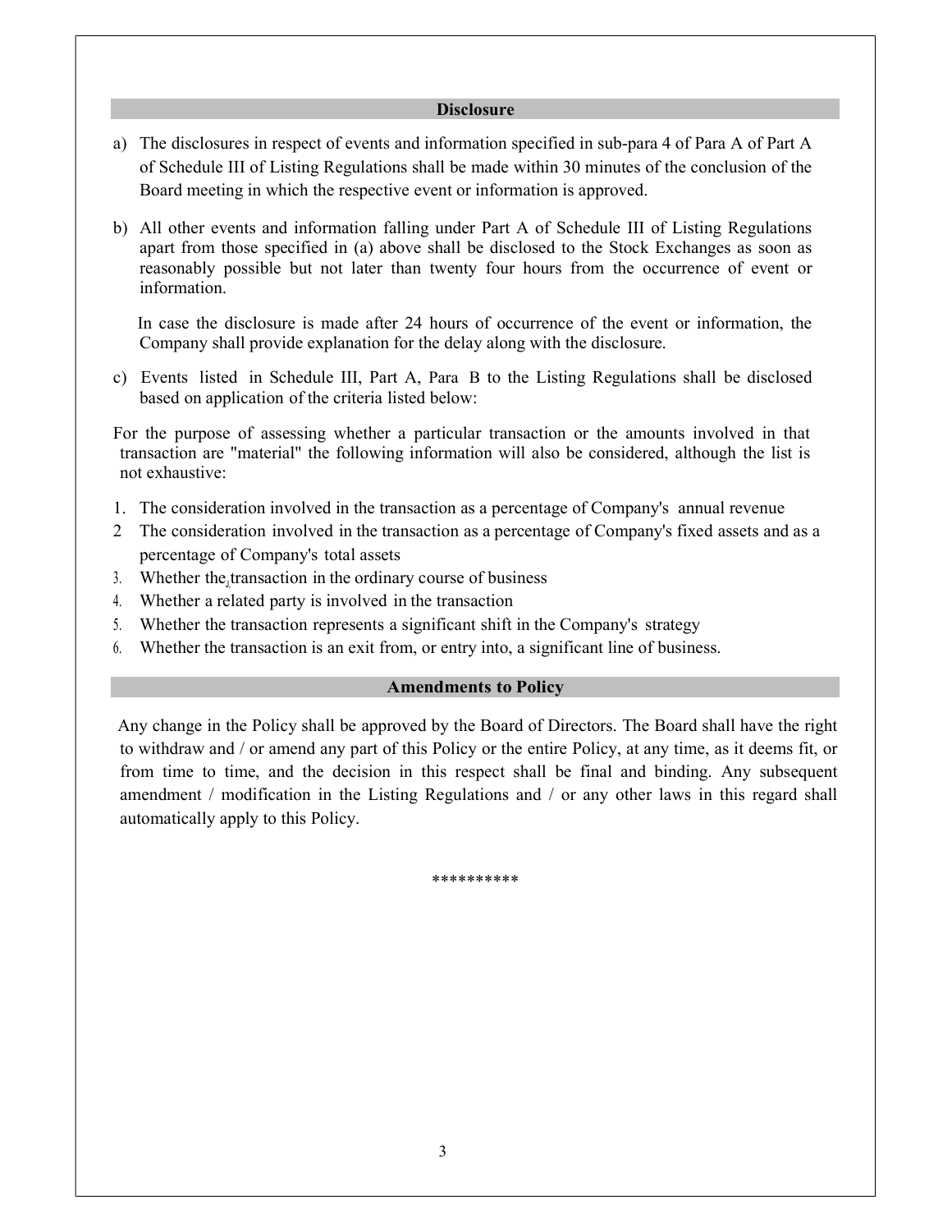## Disclosure

a) The disclosures in respect of events and information specified in sub-para 4 of Para A of Part A of Schedule III of Listing Regulations shall be made within 30 minutes of the conclusion of the Board meeting in which the respective event or information is approved.

b) All other events and information falling under Part A of Schedule III of Listing Regulations apart from those specified in (a) above shall be disclosed to the Stock Exchanges as soon as reasonably possible but not later than twenty four hours from the occurrence of event or information.

   In case the disclosure is made after 24 hours of occurrence of the event or information, the Company shall provide explanation for the delay along with the disclosure.

c) Events listed in Schedule III, Part A, Para B to the Listing Regulations shall be disclosed based on application of the criteria listed below:

For the purpose of assessing whether a particular transaction or the amounts involved in that transaction are "material" the following information will also be considered, although the list is not exhaustive:

1. The consideration involved in the transaction as a percentage of Company's annual revenue
2. The consideration involved in the transaction as a percentage of Company's fixed assets and as a percentage of Company's total assets
3. Whether the transaction in the ordinary course of business
4. Whether a related party is involved in the transaction
5. Whether the transaction represents a significant shift in the Company's strategy
6. Whether the transaction is an exit from, or entry into, a significant line of business.

## Amendments to Policy

Any change in the Policy shall be approved by the Board of Directors. The Board shall have the right to withdraw and / or amend any part of this Policy or the entire Policy, at any time, as it deems fit, or from time to time, and the decision in this respect shall be final and binding. Any subsequent amendment / modification in the Listing Regulations and / or any other laws in this regard shall automatically apply to this Policy.

**********